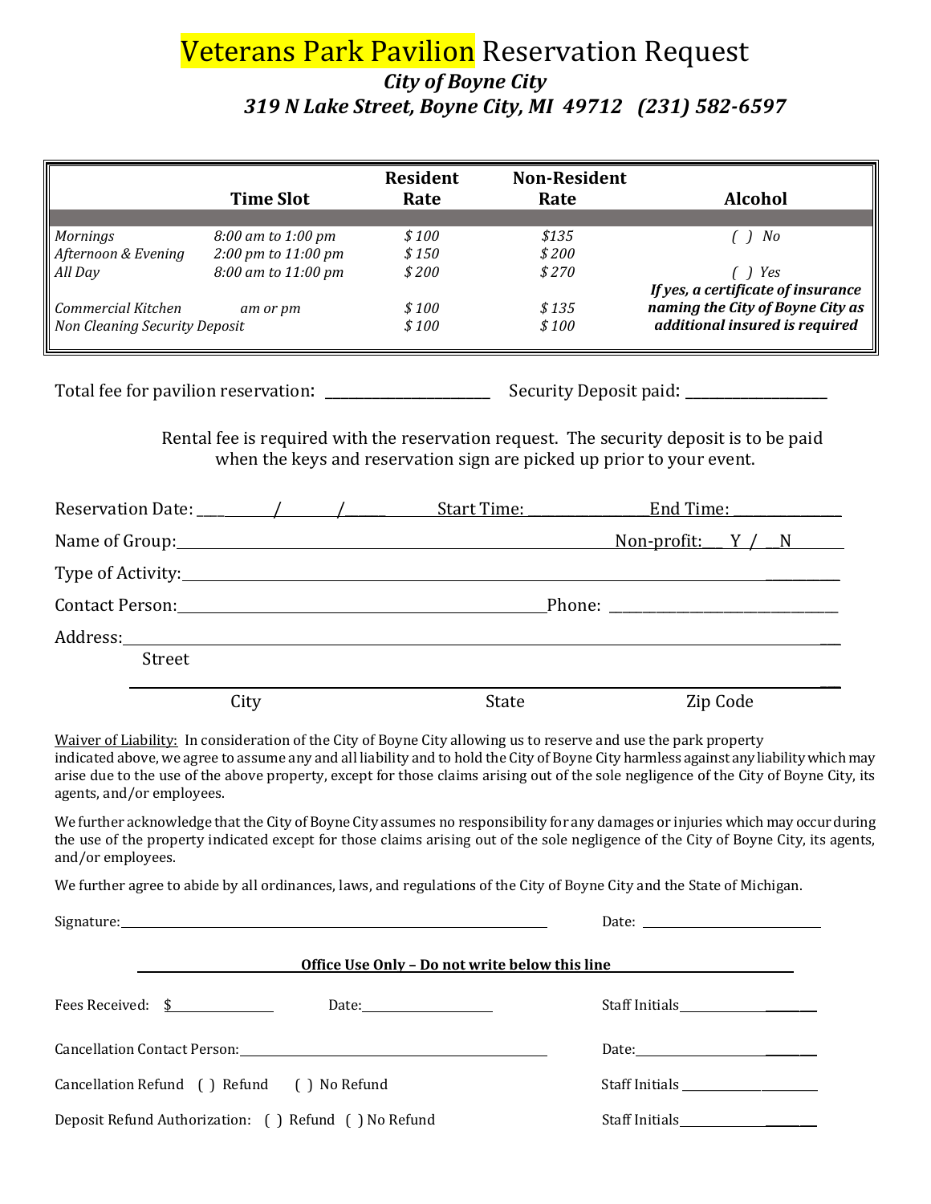# Veterans Park Pavilion Reservation Request

***City of Boyne City***
***319 N Lake Street, Boyne City, MI 49712 (231) 582-6597***

| | Time Slot | Resident Rate | Non-Resident Rate | Alcohol |
|---|---|---|---|---|
| *Mornings* | *8:00 am to 1:00 pm* | *$ 100* | *$135* | *( ) No* |
| *Afternoon & Evening* | *2:00 pm to 11:00 pm* | *$ 150* | *$ 200* | |
| *All Day* | *8:00 am to 11:00 pm* | *$ 200* | *$ 270* | *( ) Yes* ***If yes, a certificate of insurance naming the City of Boyne City as additional insured is required*** |
| *Commercial Kitchen* | *am or pm* | *$ 100* | *$ 135* | |
| *Non Cleaning Security Deposit* | | *$ 100* | *$ 100* | |

Total fee for pavilion reservation: ______________________ Security Deposit paid: ____________________

Rental fee is required with the reservation request. The security deposit is to be paid when the keys and reservation sign are picked up prior to your event.

Reservation Date: _______/_______/______ Start Time: _______________ End Time: _______________

Name of Group: __________________________________________ Non-profit: ___ Y / __N

Type of Activity: ________________________________________________________________

Contact Person: ___________________________________ Phone: ___________________________

Address: _________________________________________________________________________
Street

__________________________________________________________________________________
City State Zip Code

Waiver of Liability: In consideration of the City of Boyne City allowing us to reserve and use the park property indicated above, we agree to assume any and all liability and to hold the City of Boyne City harmless against any liability which may arise due to the use of the above property, except for those claims arising out of the sole negligence of the City of Boyne City, its agents, and/or employees.

We further acknowledge that the City of Boyne City assumes no responsibility for any damages or injuries which may occur during the use of the property indicated except for those claims arising out of the sole negligence of the City of Boyne City, its agents, and/or employees.

We further agree to abide by all ordinances, laws, and regulations of the City of Boyne City and the State of Michigan.

Signature: ___________________________________________ Date: _____________________

**Office Use Only – Do not write below this line**

Fees Received: $____________ Date: ________________ Staff Initials ______________

Cancellation Contact Person: ___________________________________ Date: ______________

Cancellation Refund ( ) Refund ( ) No Refund Staff Initials ______________

Deposit Refund Authorization: ( ) Refund ( ) No Refund Staff Initials ______________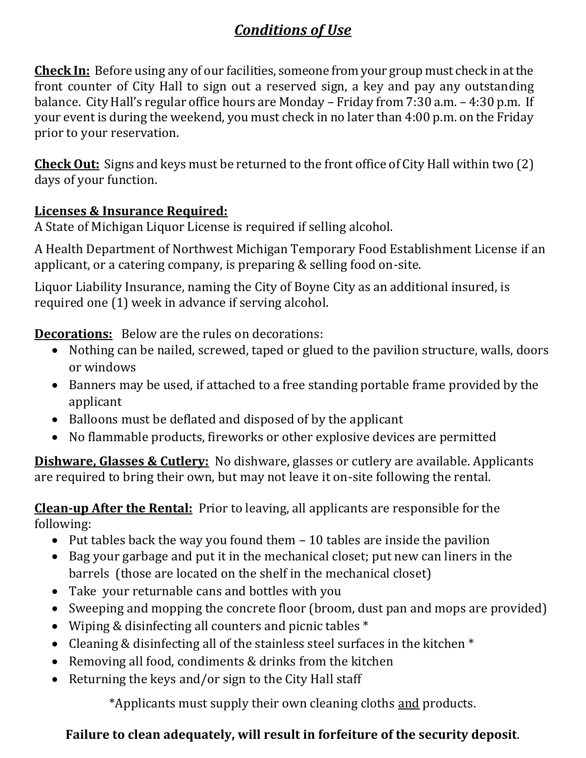# ***Conditions of Use***

**Check In:** Before using any of our facilities, someone from your group must check in at the front counter of City Hall to sign out a reserved sign, a key and pay any outstanding balance. City Hall's regular office hours are Monday – Friday from 7:30 a.m. – 4:30 p.m. If your event is during the weekend, you must check in no later than 4:00 p.m. on the Friday prior to your reservation.

**Check Out:** Signs and keys must be returned to the front office of City Hall within two (2) days of your function.

**Licenses & Insurance Required:**

A State of Michigan Liquor License is required if selling alcohol.

A Health Department of Northwest Michigan Temporary Food Establishment License if an applicant, or a catering company, is preparing & selling food on-site.

Liquor Liability Insurance, naming the City of Boyne City as an additional insured, is required one (1) week in advance if serving alcohol.

**Decorations:** Below are the rules on decorations:

- Nothing can be nailed, screwed, taped or glued to the pavilion structure, walls, doors or windows
- Banners may be used, if attached to a free standing portable frame provided by the applicant
- Balloons must be deflated and disposed of by the applicant
- No flammable products, fireworks or other explosive devices are permitted

**Dishware, Glasses & Cutlery:** No dishware, glasses or cutlery are available. Applicants are required to bring their own, but may not leave it on-site following the rental.

**Clean-up After the Rental:** Prior to leaving, all applicants are responsible for the following:

- Put tables back the way you found them – 10 tables are inside the pavilion
- Bag your garbage and put it in the mechanical closet; put new can liners in the barrels (those are located on the shelf in the mechanical closet)
- Take your returnable cans and bottles with you
- Sweeping and mopping the concrete floor (broom, dust pan and mops are provided)
- Wiping & disinfecting all counters and picnic tables *
- Cleaning & disinfecting all of the stainless steel surfaces in the kitchen *
- Removing all food, condiments & drinks from the kitchen
- Returning the keys and/or sign to the City Hall staff

*Applicants must supply their own cleaning cloths <u>and</u> products.

**Failure to clean adequately, will result in forfeiture of the security deposit**.